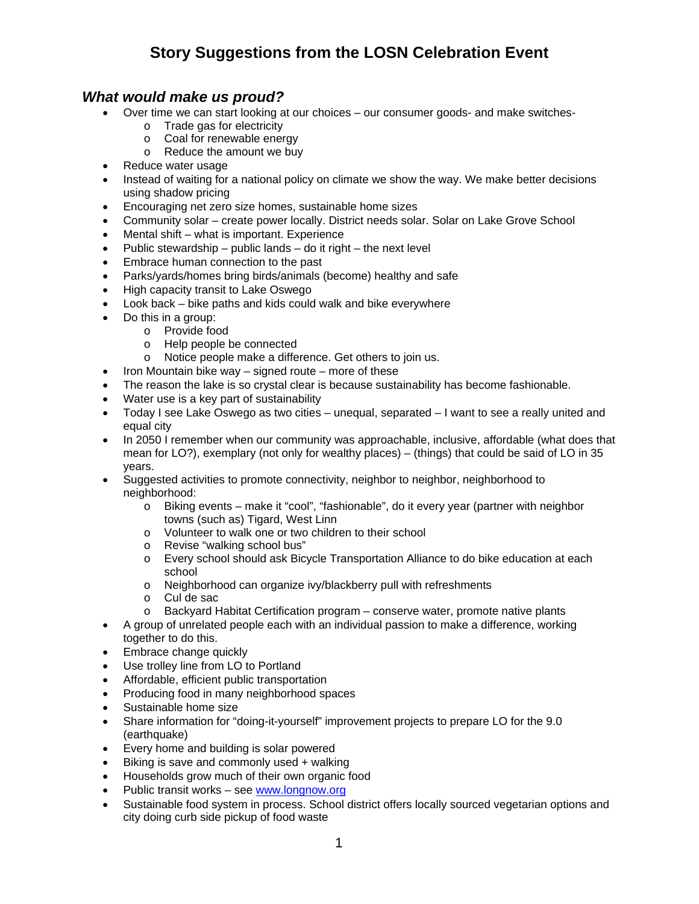# Story Suggestions from the LOSN Celebration Event

## *What would make us proud?*

- Over time we can start looking at our choices – our consumer goods- and make switches-
  - Trade gas for electricity
  - Coal for renewable energy
  - Reduce the amount we buy
- Reduce water usage
- Instead of waiting for a national policy on climate we show the way. We make better decisions using shadow pricing
- Encouraging net zero size homes, sustainable home sizes
- Community solar – create power locally. District needs solar. Solar on Lake Grove School
- Mental shift – what is important. Experience
- Public stewardship – public lands – do it right – the next level
- Embrace human connection to the past
- Parks/yards/homes bring birds/animals (become) healthy and safe
- High capacity transit to Lake Oswego
- Look back – bike paths and kids could walk and bike everywhere
- Do this in a group:
  - Provide food
  - Help people be connected
  - Notice people make a difference. Get others to join us.
- Iron Mountain bike way – signed route – more of these
- The reason the lake is so crystal clear is because sustainability has become fashionable.
- Water use is a key part of sustainability
- Today I see Lake Oswego as two cities – unequal, separated – I want to see a really united and equal city
- In 2050 I remember when our community was approachable, inclusive, affordable (what does that mean for LO?), exemplary (not only for wealthy places) – (things) that could be said of LO in 35 years.
- Suggested activities to promote connectivity, neighbor to neighbor, neighborhood to neighborhood:
  - Biking events – make it "cool", "fashionable", do it every year (partner with neighbor towns (such as) Tigard, West Linn
  - Volunteer to walk one or two children to their school
  - Revise "walking school bus"
  - Every school should ask Bicycle Transportation Alliance to do bike education at each school
  - Neighborhood can organize ivy/blackberry pull with refreshments
  - Cul de sac
  - Backyard Habitat Certification program – conserve water, promote native plants
- A group of unrelated people each with an individual passion to make a difference, working together to do this.
- Embrace change quickly
- Use trolley line from LO to Portland
- Affordable, efficient public transportation
- Producing food in many neighborhood spaces
- Sustainable home size
- Share information for "doing-it-yourself" improvement projects to prepare LO for the 9.0 (earthquake)
- Every home and building is solar powered
- Biking is save and commonly used + walking
- Households grow much of their own organic food
- Public transit works – see [www.longnow.org](www.longnow.org)
- Sustainable food system in process. School district offers locally sourced vegetarian options and city doing curb side pickup of food waste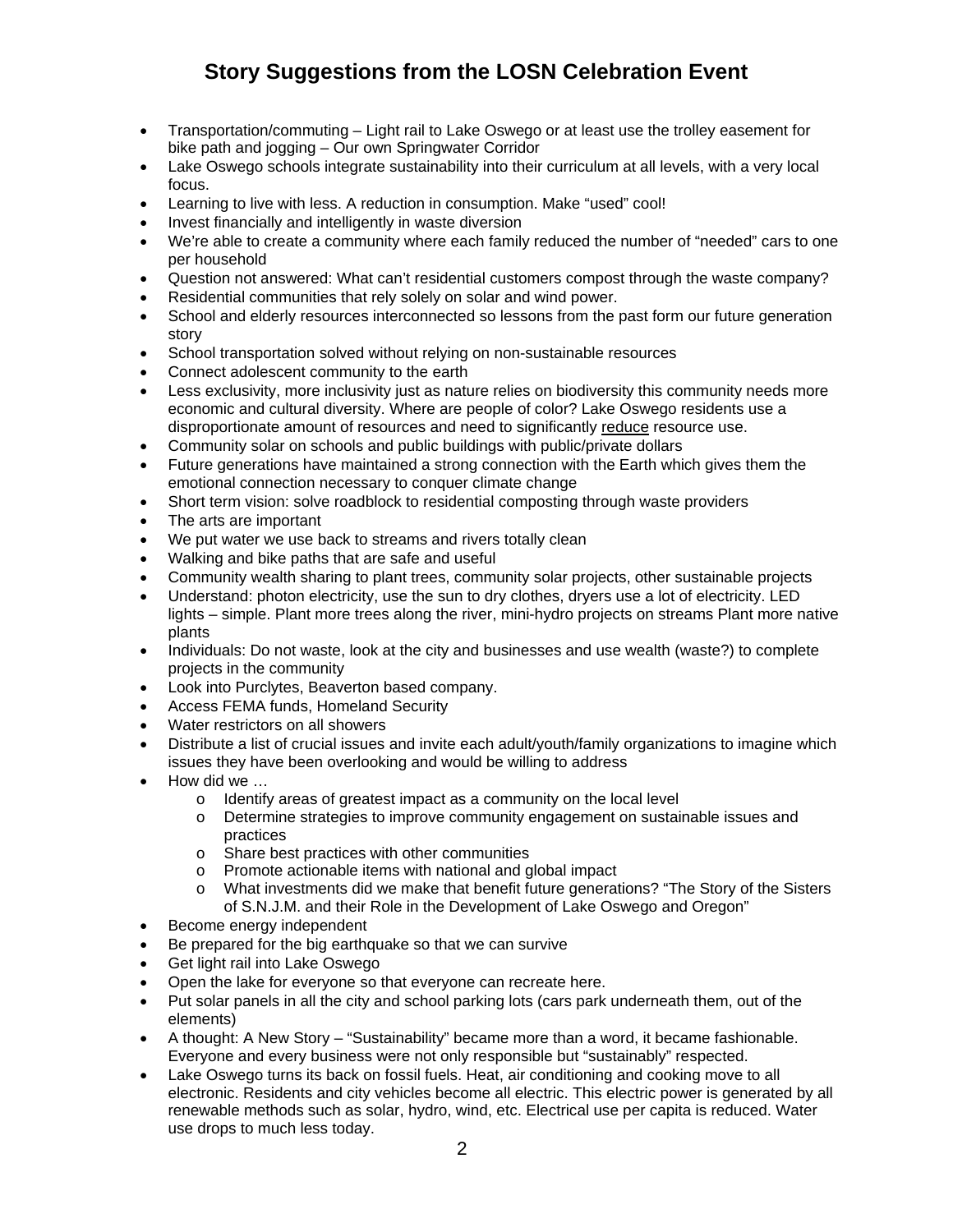# Story Suggestions from the LOSN Celebration Event

- Transportation/commuting – Light rail to Lake Oswego or at least use the trolley easement for bike path and jogging – Our own Springwater Corridor
- Lake Oswego schools integrate sustainability into their curriculum at all levels, with a very local focus.
- Learning to live with less. A reduction in consumption. Make "used" cool!
- Invest financially and intelligently in waste diversion
- We're able to create a community where each family reduced the number of "needed" cars to one per household
- Question not answered: What can't residential customers compost through the waste company?
- Residential communities that rely solely on solar and wind power.
- School and elderly resources interconnected so lessons from the past form our future generation story
- School transportation solved without relying on non-sustainable resources
- Connect adolescent community to the earth
- Less exclusivity, more inclusivity just as nature relies on biodiversity this community needs more economic and cultural diversity. Where are people of color? Lake Oswego residents use a disproportionate amount of resources and need to significantly <u>reduce</u> resource use.
- Community solar on schools and public buildings with public/private dollars
- Future generations have maintained a strong connection with the Earth which gives them the emotional connection necessary to conquer climate change
- Short term vision: solve roadblock to residential composting through waste providers
- The arts are important
- We put water we use back to streams and rivers totally clean
- Walking and bike paths that are safe and useful
- Community wealth sharing to plant trees, community solar projects, other sustainable projects
- Understand: photon electricity, use the sun to dry clothes, dryers use a lot of electricity. LED lights – simple. Plant more trees along the river, mini-hydro projects on streams Plant more native plants
- Individuals: Do not waste, look at the city and businesses and use wealth (waste?) to complete projects in the community
- Look into Purclytes, Beaverton based company.
- Access FEMA funds, Homeland Security
- Water restrictors on all showers
- Distribute a list of crucial issues and invite each adult/youth/family organizations to imagine which issues they have been overlooking and would be willing to address
- How did we …
    - Identify areas of greatest impact as a community on the local level
    - Determine strategies to improve community engagement on sustainable issues and practices
    - Share best practices with other communities
    - Promote actionable items with national and global impact
    - What investments did we make that benefit future generations? "The Story of the Sisters of S.N.J.M. and their Role in the Development of Lake Oswego and Oregon"
- Become energy independent
- Be prepared for the big earthquake so that we can survive
- Get light rail into Lake Oswego
- Open the lake for everyone so that everyone can recreate here.
- Put solar panels in all the city and school parking lots (cars park underneath them, out of the elements)
- A thought: A New Story – "Sustainability" became more than a word, it became fashionable. Everyone and every business were not only responsible but "sustainably" respected.
- Lake Oswego turns its back on fossil fuels. Heat, air conditioning and cooking move to all electronic. Residents and city vehicles become all electric. This electric power is generated by all renewable methods such as solar, hydro, wind, etc. Electrical use per capita is reduced. Water use drops to much less today.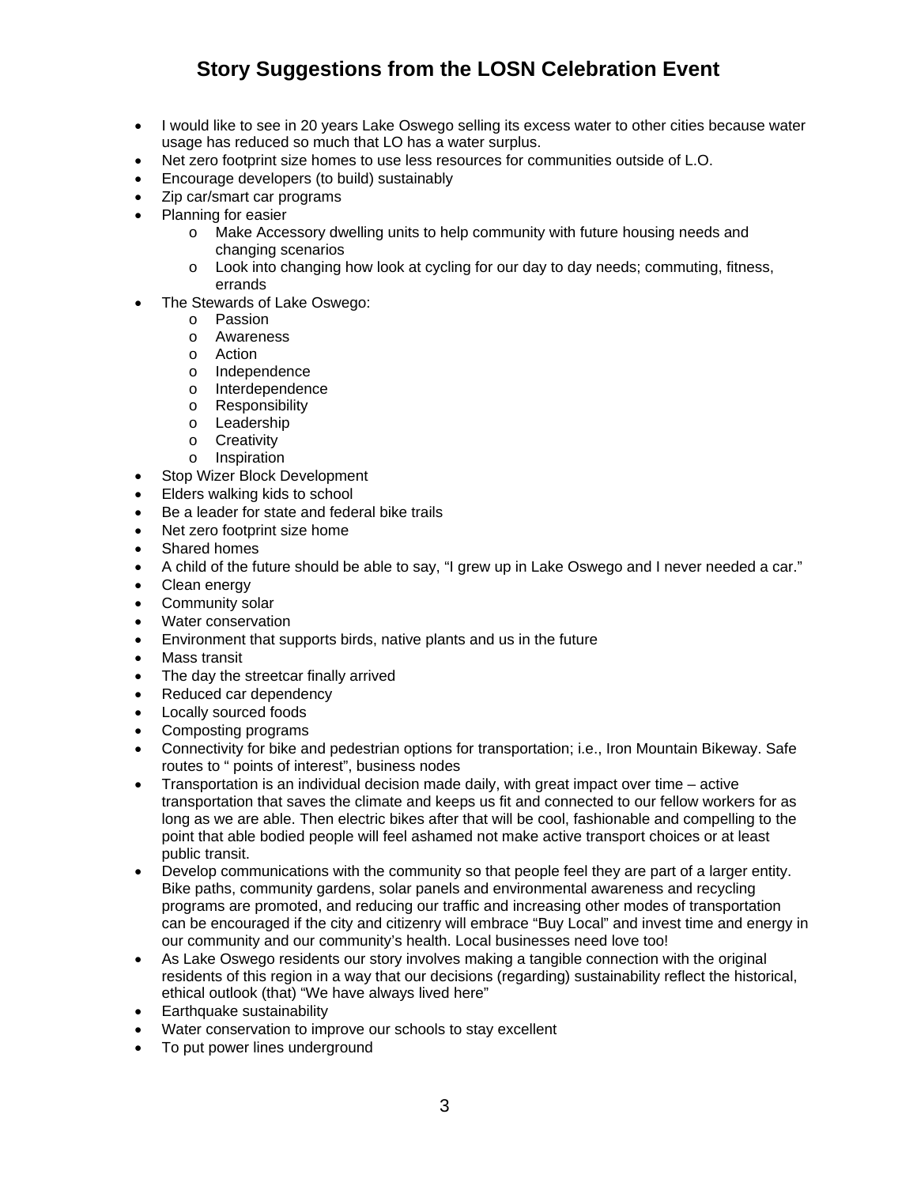# Story Suggestions from the LOSN Celebration Event

- I would like to see in 20 years Lake Oswego selling its excess water to other cities because water usage has reduced so much that LO has a water surplus.
- Net zero footprint size homes to use less resources for communities outside of L.O.
- Encourage developers (to build) sustainably
- Zip car/smart car programs
- Planning for easier
  - Make Accessory dwelling units to help community with future housing needs and changing scenarios
  - Look into changing how look at cycling for our day to day needs; commuting, fitness, errands
- The Stewards of Lake Oswego:
  - Passion
  - Awareness
  - Action
  - Independence
  - Interdependence
  - Responsibility
  - Leadership
  - Creativity
  - Inspiration
- Stop Wizer Block Development
- Elders walking kids to school
- Be a leader for state and federal bike trails
- Net zero footprint size home
- Shared homes
- A child of the future should be able to say, "I grew up in Lake Oswego and I never needed a car."
- Clean energy
- Community solar
- Water conservation
- Environment that supports birds, native plants and us in the future
- Mass transit
- The day the streetcar finally arrived
- Reduced car dependency
- Locally sourced foods
- Composting programs
- Connectivity for bike and pedestrian options for transportation; i.e., Iron Mountain Bikeway. Safe routes to " points of interest", business nodes
- Transportation is an individual decision made daily, with great impact over time – active transportation that saves the climate and keeps us fit and connected to our fellow workers for as long as we are able. Then electric bikes after that will be cool, fashionable and compelling to the point that able bodied people will feel ashamed not make active transport choices or at least public transit.
- Develop communications with the community so that people feel they are part of a larger entity. Bike paths, community gardens, solar panels and environmental awareness and recycling programs are promoted, and reducing our traffic and increasing other modes of transportation can be encouraged if the city and citizenry will embrace "Buy Local" and invest time and energy in our community and our community's health. Local businesses need love too!
- As Lake Oswego residents our story involves making a tangible connection with the original residents of this region in a way that our decisions (regarding) sustainability reflect the historical, ethical outlook (that) "We have always lived here"
- Earthquake sustainability
- Water conservation to improve our schools to stay excellent
- To put power lines underground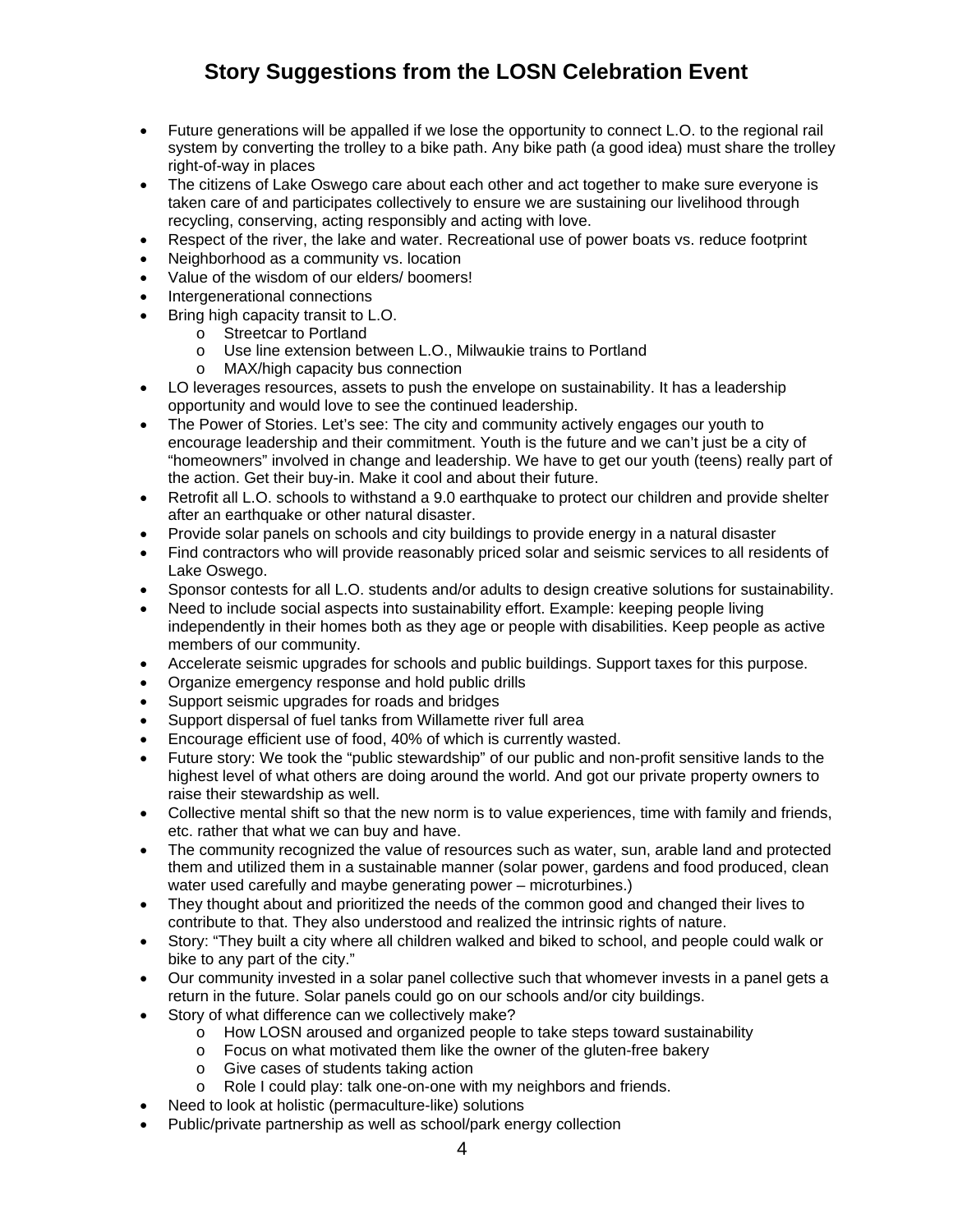# Story Suggestions from the LOSN Celebration Event

- Future generations will be appalled if we lose the opportunity to connect L.O. to the regional rail system by converting the trolley to a bike path. Any bike path (a good idea) must share the trolley right-of-way in places
- The citizens of Lake Oswego care about each other and act together to make sure everyone is taken care of and participates collectively to ensure we are sustaining our livelihood through recycling, conserving, acting responsibly and acting with love.
- Respect of the river, the lake and water. Recreational use of power boats vs. reduce footprint
- Neighborhood as a community vs. location
- Value of the wisdom of our elders/ boomers!
- Intergenerational connections
- Bring high capacity transit to L.O.
  - Streetcar to Portland
  - Use line extension between L.O., Milwaukie trains to Portland
  - MAX/high capacity bus connection
- LO leverages resources, assets to push the envelope on sustainability. It has a leadership opportunity and would love to see the continued leadership.
- The Power of Stories. Let's see: The city and community actively engages our youth to encourage leadership and their commitment. Youth is the future and we can't just be a city of "homeowners" involved in change and leadership. We have to get our youth (teens) really part of the action. Get their buy-in. Make it cool and about their future.
- Retrofit all L.O. schools to withstand a 9.0 earthquake to protect our children and provide shelter after an earthquake or other natural disaster.
- Provide solar panels on schools and city buildings to provide energy in a natural disaster
- Find contractors who will provide reasonably priced solar and seismic services to all residents of Lake Oswego.
- Sponsor contests for all L.O. students and/or adults to design creative solutions for sustainability.
- Need to include social aspects into sustainability effort. Example: keeping people living independently in their homes both as they age or people with disabilities. Keep people as active members of our community.
- Accelerate seismic upgrades for schools and public buildings. Support taxes for this purpose.
- Organize emergency response and hold public drills
- Support seismic upgrades for roads and bridges
- Support dispersal of fuel tanks from Willamette river full area
- Encourage efficient use of food, 40% of which is currently wasted.
- Future story: We took the "public stewardship" of our public and non-profit sensitive lands to the highest level of what others are doing around the world. And got our private property owners to raise their stewardship as well.
- Collective mental shift so that the new norm is to value experiences, time with family and friends, etc. rather that what we can buy and have.
- The community recognized the value of resources such as water, sun, arable land and protected them and utilized them in a sustainable manner (solar power, gardens and food produced, clean water used carefully and maybe generating power – microturbines.)
- They thought about and prioritized the needs of the common good and changed their lives to contribute to that. They also understood and realized the intrinsic rights of nature.
- Story: "They built a city where all children walked and biked to school, and people could walk or bike to any part of the city."
- Our community invested in a solar panel collective such that whomever invests in a panel gets a return in the future. Solar panels could go on our schools and/or city buildings.
- Story of what difference can we collectively make?
  - How LOSN aroused and organized people to take steps toward sustainability
  - Focus on what motivated them like the owner of the gluten-free bakery
  - Give cases of students taking action
  - Role I could play: talk one-on-one with my neighbors and friends.
- Need to look at holistic (permaculture-like) solutions
- Public/private partnership as well as school/park energy collection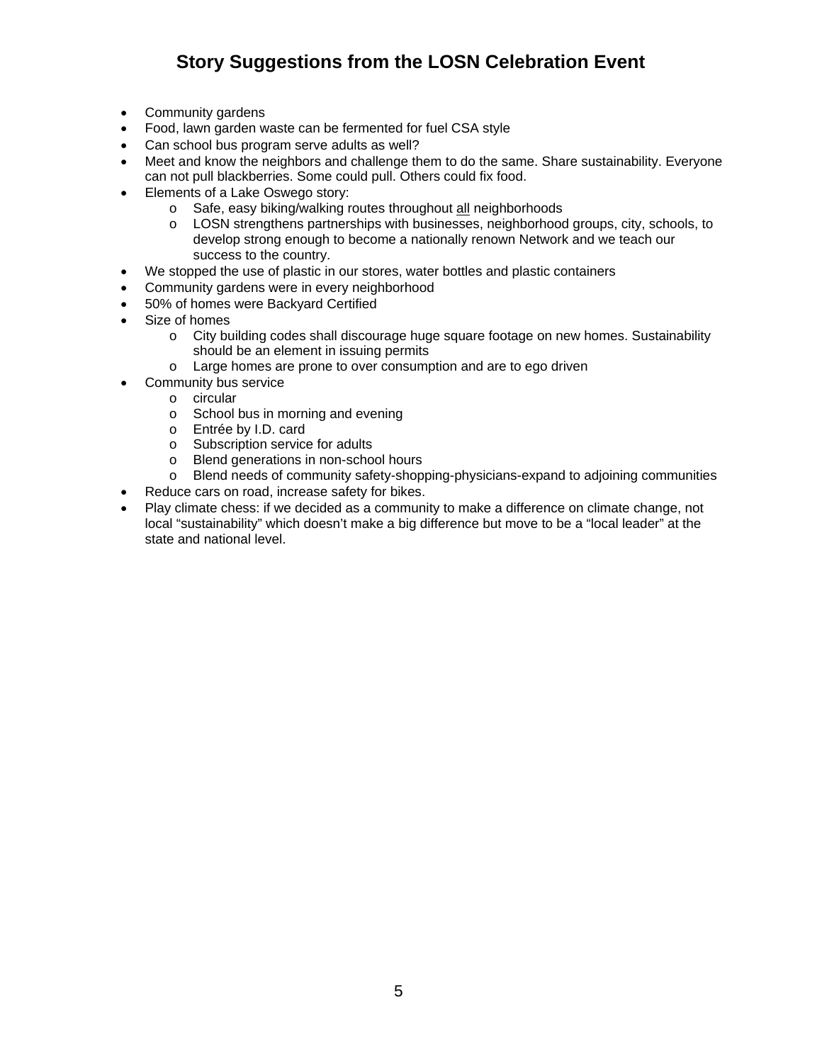# Story Suggestions from the LOSN Celebration Event

- Community gardens
- Food, lawn garden waste can be fermented for fuel CSA style
- Can school bus program serve adults as well?
- Meet and know the neighbors and challenge them to do the same. Share sustainability. Everyone can not pull blackberries. Some could pull. Others could fix food.
- Elements of a Lake Oswego story:
  - Safe, easy biking/walking routes throughout <u>all</u> neighborhoods
  - LOSN strengthens partnerships with businesses, neighborhood groups, city, schools, to develop strong enough to become a nationally renown Network and we teach our success to the country.
- We stopped the use of plastic in our stores, water bottles and plastic containers
- Community gardens were in every neighborhood
- 50% of homes were Backyard Certified
- Size of homes
  - City building codes shall discourage huge square footage on new homes. Sustainability should be an element in issuing permits
  - Large homes are prone to over consumption and are to ego driven
- Community bus service
  - circular
  - School bus in morning and evening
  - Entrée by I.D. card
  - Subscription service for adults
  - Blend generations in non-school hours
  - Blend needs of community safety-shopping-physicians-expand to adjoining communities
- Reduce cars on road, increase safety for bikes.
- Play climate chess: if we decided as a community to make a difference on climate change, not local "sustainability" which doesn't make a big difference but move to be a "local leader" at the state and national level.